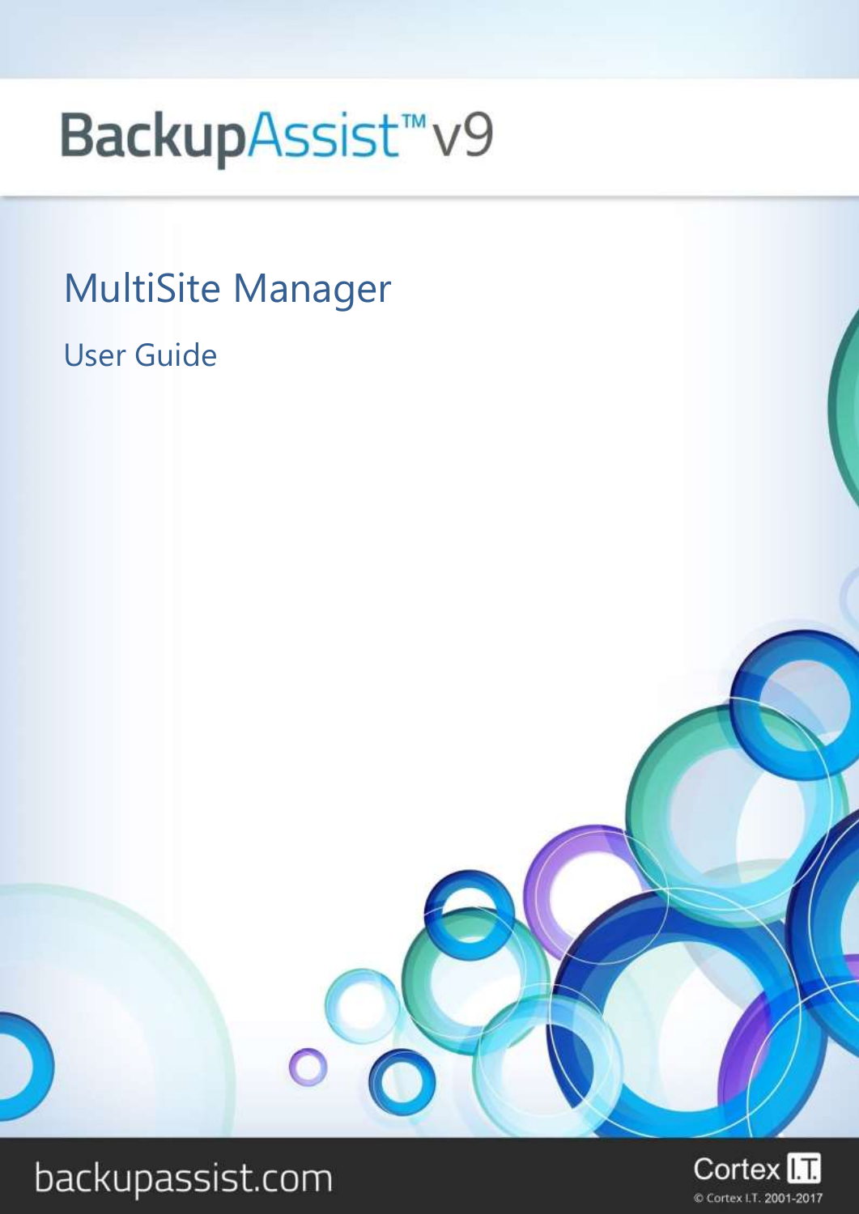# BackupAssist™ v9

## MultiSite Manager

### User Guide

backupassist.com

Cortex I.T.

© Cortex I.T. 2001-2017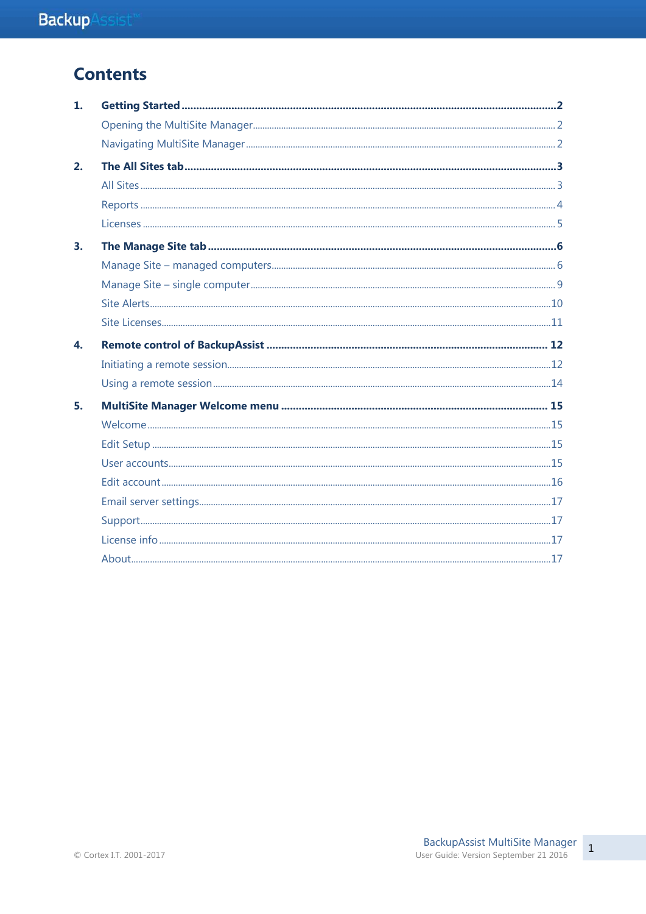# Contents

1. **Getting Started** ........ **2**
   - Opening the MultiSite Manager ........ 2
   - Navigating MultiSite Manager ........ 2
2. **The All Sites tab** ........ **3**
   - All Sites ........ 3
   - Reports ........ 4
   - Licenses ........ 5
3. **The Manage Site tab** ........ **6**
   - Manage Site – managed computers ........ 6
   - Manage Site – single computer ........ 9
   - Site Alerts ........ 10
   - Site Licenses ........ 11
4. **Remote control of BackupAssist** ........ **12**
   - Initiating a remote session ........ 12
   - Using a remote session ........ 14
5. **MultiSite Manager Welcome menu** ........ **15**
   - Welcome ........ 15
   - Edit Setup ........ 15
   - User accounts ........ 15
   - Edit account ........ 16
   - Email server settings ........ 17
   - Support ........ 17
   - License info ........ 17
   - About ........ 17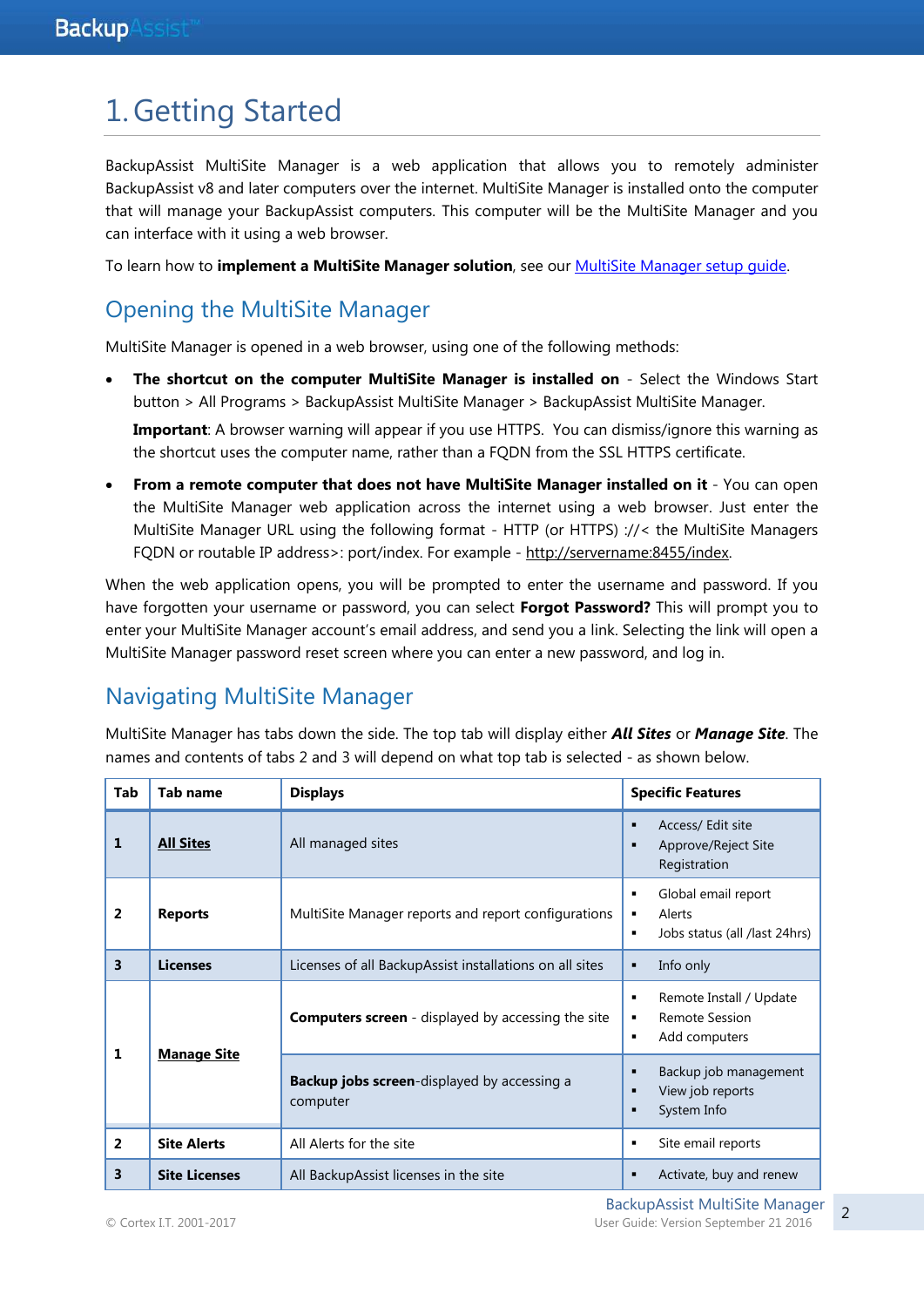# 1. Getting Started

BackupAssist MultiSite Manager is a web application that allows you to remotely administer BackupAssist v8 and later computers over the internet. MultiSite Manager is installed onto the computer that will manage your BackupAssist computers. This computer will be the MultiSite Manager and you can interface with it using a web browser.

To learn how to **implement a MultiSite Manager solution**, see our [MultiSite Manager setup guide](MultiSite Manager setup guide).

## Opening the MultiSite Manager

MultiSite Manager is opened in a web browser, using one of the following methods:

- **The shortcut on the computer MultiSite Manager is installed on** - Select the Windows Start button > All Programs > BackupAssist MultiSite Manager > BackupAssist MultiSite Manager.

  **Important**: A browser warning will appear if you use HTTPS. You can dismiss/ignore this warning as the shortcut uses the computer name, rather than a FQDN from the SSL HTTPS certificate.

- **From a remote computer that does not have MultiSite Manager installed on it** - You can open the MultiSite Manager web application across the internet using a web browser. Just enter the MultiSite Manager URL using the following format - HTTP (or HTTPS) ://< the MultiSite Managers FQDN or routable IP address>: port/index. For example - http://servername:8455/index.

When the web application opens, you will be prompted to enter the username and password. If you have forgotten your username or password, you can select **Forgot Password?** This will prompt you to enter your MultiSite Manager account's email address, and send you a link. Selecting the link will open a MultiSite Manager password reset screen where you can enter a new password, and log in.

## Navigating MultiSite Manager

MultiSite Manager has tabs down the side. The top tab will display either ***All Sites*** or ***Manage Site***. The names and contents of tabs 2 and 3 will depend on what top tab is selected - as shown below.

| Tab | Tab name | Displays | Specific Features |
|---|---|---|---|
| 1 | **All Sites** | All managed sites | ▪ Access/ Edit site<br>▪ Approve/Reject Site Registration |
| 2 | **Reports** | MultiSite Manager reports and report configurations | ▪ Global email report<br>▪ Alerts<br>▪ Jobs status (all /last 24hrs) |
| 3 | **Licenses** | Licenses of all BackupAssist installations on all sites | ▪ Info only |
| 1 | **Manage Site** | **Computers screen** - displayed by accessing the site | ▪ Remote Install / Update<br>▪ Remote Session<br>▪ Add computers |
| | | **Backup jobs screen**-displayed by accessing a computer | ▪ Backup job management<br>▪ View job reports<br>▪ System Info |
| 2 | **Site Alerts** | All Alerts for the site | ▪ Site email reports |
| 3 | **Site Licenses** | All BackupAssist licenses in the site | ▪ Activate, buy and renew |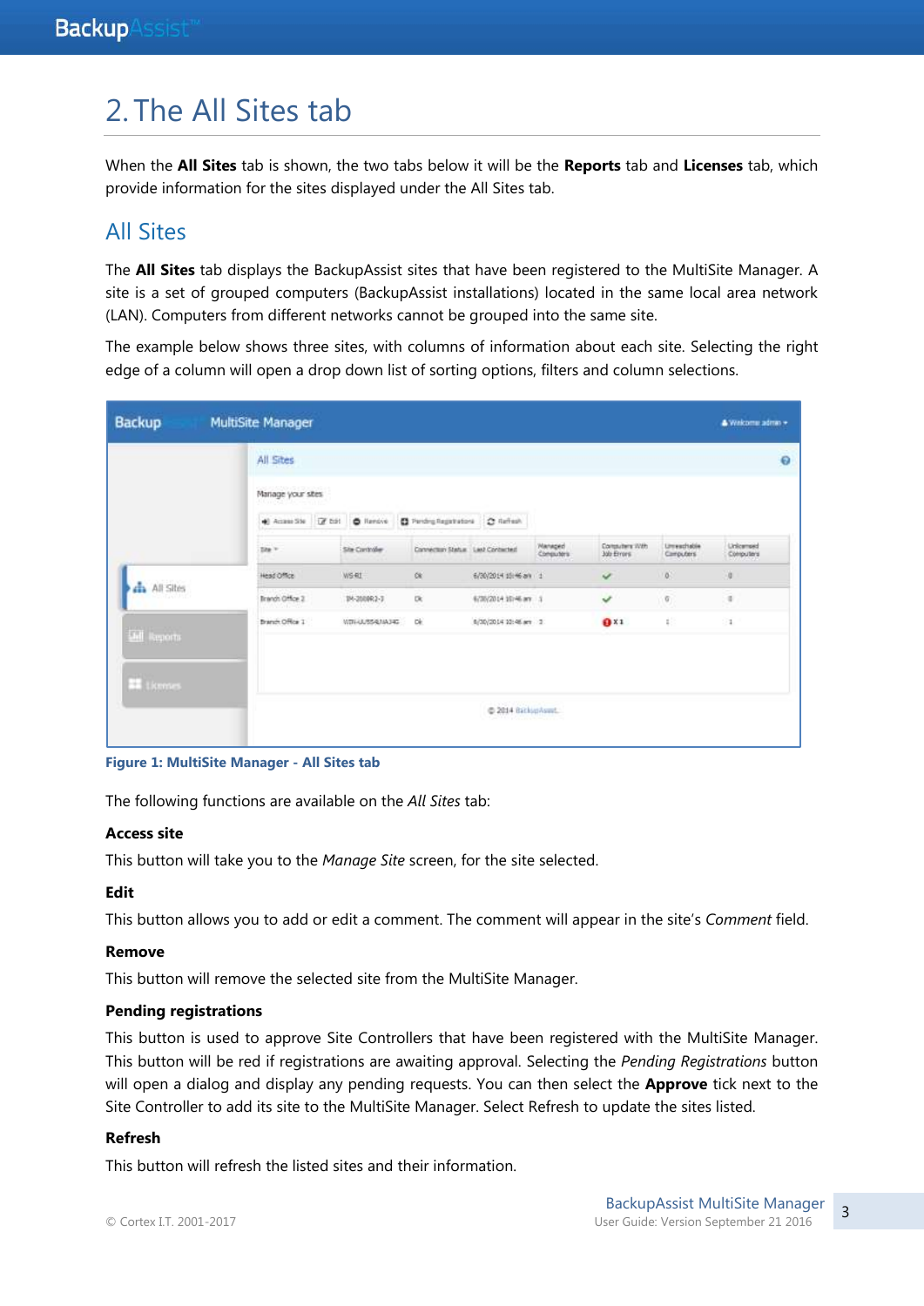# 2. The All Sites tab

When the **All Sites** tab is shown, the two tabs below it will be the **Reports** tab and **Licenses** tab, which provide information for the sites displayed under the All Sites tab.

## All Sites

The **All Sites** tab displays the BackupAssist sites that have been registered to the MultiSite Manager. A site is a set of grouped computers (BackupAssist installations) located in the same local area network (LAN). Computers from different networks cannot be grouped into the same site.

The example below shows three sites, with columns of information about each site. Selecting the right edge of a column will open a drop down list of sorting options, filters and column selections.

Figure 1: MultiSite Manager - All Sites tab

The following functions are available on the *All Sites* tab:

**Access site**

This button will take you to the *Manage Site* screen, for the site selected.

**Edit**

This button allows you to add or edit a comment. The comment will appear in the site's *Comment* field.

**Remove**

This button will remove the selected site from the MultiSite Manager.

**Pending registrations**

This button is used to approve Site Controllers that have been registered with the MultiSite Manager. This button will be red if registrations are awaiting approval. Selecting the *Pending Registrations* button will open a dialog and display any pending requests. You can then select the **Approve** tick next to the Site Controller to add its site to the MultiSite Manager. Select Refresh to update the sites listed.

**Refresh**

This button will refresh the listed sites and their information.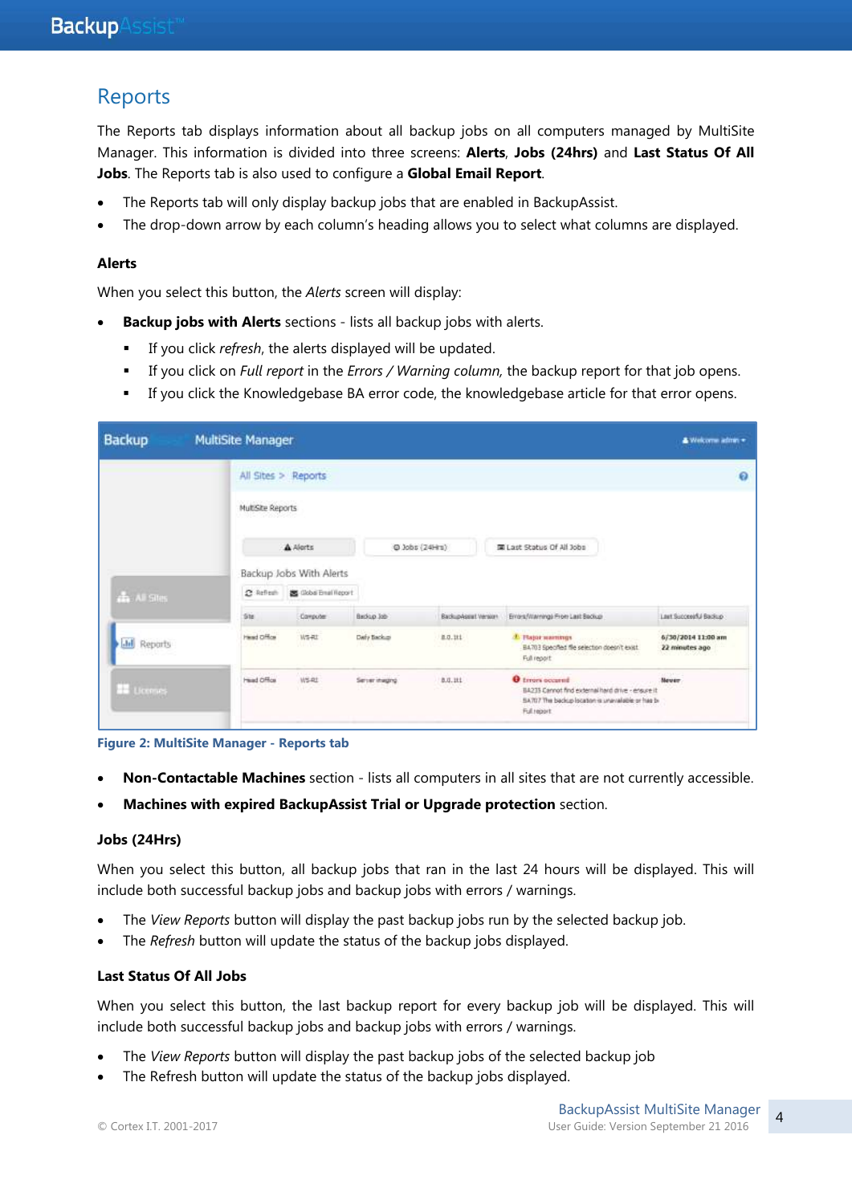# Reports

The Reports tab displays information about all backup jobs on all computers managed by MultiSite Manager. This information is divided into three screens: **Alerts**, **Jobs (24hrs)** and **Last Status Of All Jobs**. The Reports tab is also used to configure a **Global Email Report**.

- The Reports tab will only display backup jobs that are enabled in BackupAssist.
- The drop-down arrow by each column's heading allows you to select what columns are displayed.

### Alerts

When you select this button, the *Alerts* screen will display:

- **Backup jobs with Alerts** sections - lists all backup jobs with alerts.
  - If you click *refresh*, the alerts displayed will be updated.
  - If you click on *Full report* in the *Errors / Warning column,* the backup report for that job opens.
  - If you click the Knowledgebase BA error code, the knowledgebase article for that error opens.

Figure 2: MultiSite Manager - Reports tab

- **Non-Contactable Machines** section - lists all computers in all sites that are not currently accessible.
- **Machines with expired BackupAssist Trial or Upgrade protection** section.

### Jobs (24Hrs)

When you select this button, all backup jobs that ran in the last 24 hours will be displayed. This will include both successful backup jobs and backup jobs with errors / warnings.

- The *View Reports* button will display the past backup jobs run by the selected backup job.
- The *Refresh* button will update the status of the backup jobs displayed.

### Last Status Of All Jobs

When you select this button, the last backup report for every backup job will be displayed. This will include both successful backup jobs and backup jobs with errors / warnings.

- The *View Reports* button will display the past backup jobs of the selected backup job
- The Refresh button will update the status of the backup jobs displayed.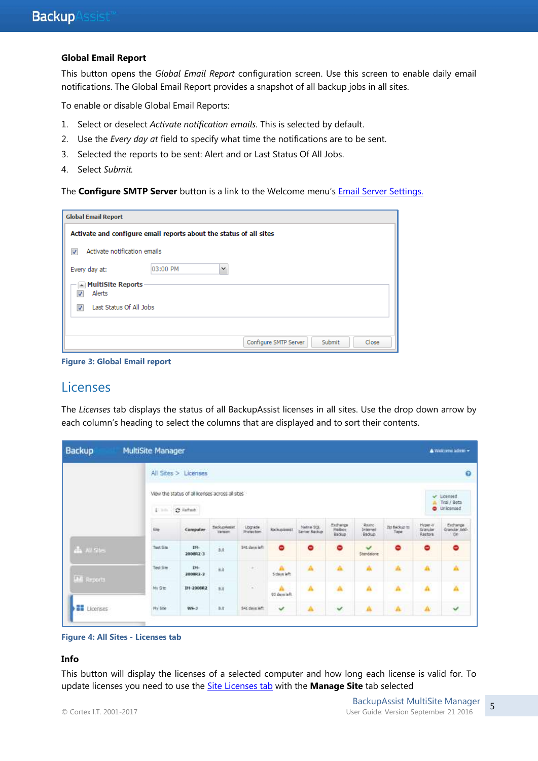### Global Email Report

This button opens the *Global Email Report* configuration screen. Use this screen to enable daily email notifications. The Global Email Report provides a snapshot of all backup jobs in all sites.

To enable or disable Global Email Reports:

1. Select or deselect *Activate notification emails*. This is selected by default.
2. Use the *Every day at* field to specify what time the notifications are to be sent.
3. Selected the reports to be sent: Alert and or Last Status Of All Jobs.
4. Select *Submit*.

The **Configure SMTP Server** button is a link to the Welcome menu's [Email Server Settings.](#)

**Figure 3: Global Email report**

## Licenses

The *Licenses* tab displays the status of all BackupAssist licenses in all sites. Use the drop down arrow by each column's heading to select the columns that are displayed and to sort their contents.

**Figure 4: All Sites - Licenses tab**

### Info

This button will display the licenses of a selected computer and how long each license is valid for. To update licenses you need to use the [Site Licenses tab](#) with the **Manage Site** tab selected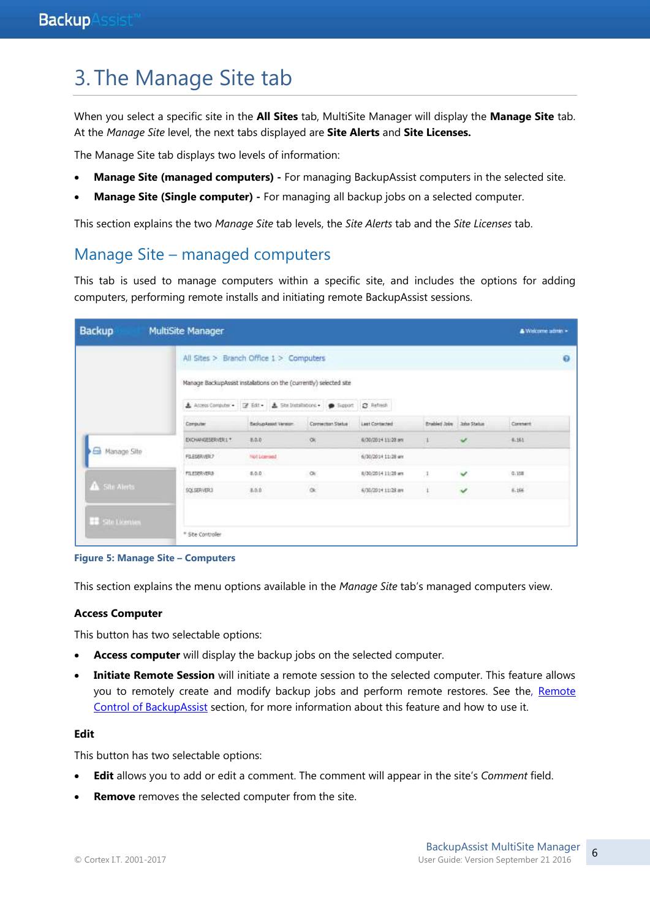# 3. The Manage Site tab

When you select a specific site in the **All Sites** tab, MultiSite Manager will display the **Manage Site** tab. At the *Manage Site* level, the next tabs displayed are **Site Alerts** and **Site Licenses.**

The Manage Site tab displays two levels of information:

- **Manage Site (managed computers) -** For managing BackupAssist computers in the selected site.
- **Manage Site (Single computer) -** For managing all backup jobs on a selected computer.

This section explains the two *Manage Site* tab levels, the *Site Alerts* tab and the *Site Licenses* tab.

## Manage Site – managed computers

This tab is used to manage computers within a specific site, and includes the options for adding computers, performing remote installs and initiating remote BackupAssist sessions.

**Figure 5: Manage Site – Computers**

This section explains the menu options available in the *Manage Site* tab's managed computers view.

### Access Computer

This button has two selectable options:

- **Access computer** will display the backup jobs on the selected computer.
- **Initiate Remote Session** will initiate a remote session to the selected computer. This feature allows you to remotely create and modify backup jobs and perform remote restores. See the, Remote Control of BackupAssist section, for more information about this feature and how to use it.

### Edit

This button has two selectable options:

- **Edit** allows you to add or edit a comment. The comment will appear in the site's *Comment* field.
- **Remove** removes the selected computer from the site.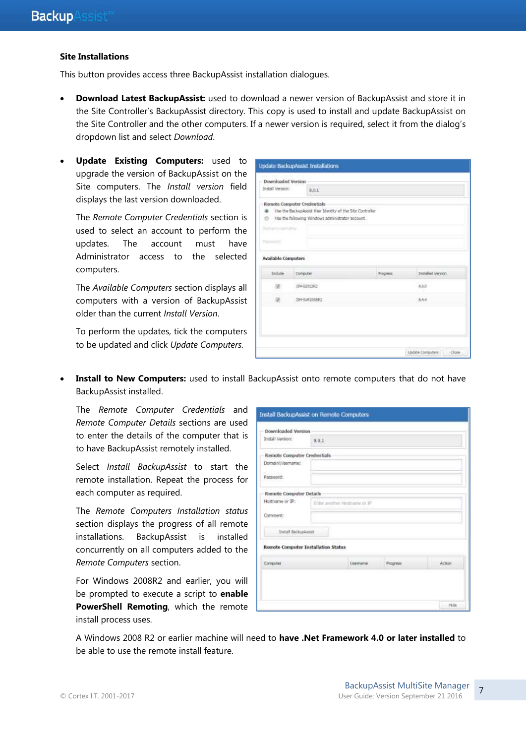**Site Installations**

This button provides access three BackupAssist installation dialogues.

- **Download Latest BackupAssist:** used to download a newer version of BackupAssist and store it in the Site Controller's BackupAssist directory. This copy is used to install and update BackupAssist on the Site Controller and the other computers. If a newer version is required, select it from the dialog's dropdown list and select *Download*.

- **Update Existing Computers:** used to upgrade the version of BackupAssist on the Site computers. The *Install version* field displays the last version downloaded.

  The *Remote Computer Credentials* section is used to select an account to perform the updates. The account must have Administrator access to the selected computers.

  The *Available Computers* section displays all computers with a version of BackupAssist older than the current *Install Version*.

  To perform the updates, tick the computers to be updated and click *Update Computers*.

- **Install to New Computers:** used to install BackupAssist onto remote computers that do not have BackupAssist installed.

  The *Remote Computer Credentials* and *Remote Computer Details* sections are used to enter the details of the computer that is to have BackupAssist remotely installed.

  Select *Install BackupAssist* to start the remote installation. Repeat the process for each computer as required.

  The *Remote Computers Installation status* section displays the progress of all remote installations. BackupAssist is installed concurrently on all computers added to the *Remote Computers* section.

  For Windows 2008R2 and earlier, you will be prompted to execute a script to **enable PowerShell Remoting**, which the remote install process uses.

  A Windows 2008 R2 or earlier machine will need to **have .Net Framework 4.0 or later installed** to be able to use the remote install feature.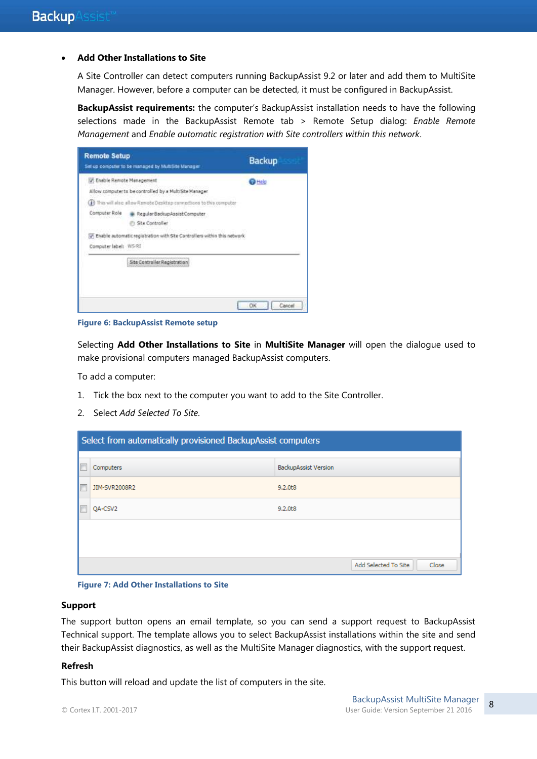- **Add Other Installations to Site**

  A Site Controller can detect computers running BackupAssist 9.2 or later and add them to MultiSite Manager. However, before a computer can be detected, it must be configured in BackupAssist.

  **BackupAssist requirements:** the computer's BackupAssist installation needs to have the following selections made in the BackupAssist Remote tab > Remote Setup dialog: *Enable Remote Management* and *Enable automatic registration with Site controllers within this network*.

  Figure 6: BackupAssist Remote setup

  Selecting **Add Other Installations to Site** in **MultiSite Manager** will open the dialogue used to make provisional computers managed BackupAssist computers.

  To add a computer:

  1. Tick the box next to the computer you want to add to the Site Controller.
  2. Select *Add Selected To Site*.

  Figure 7: Add Other Installations to Site

### Support

The support button opens an email template, so you can send a support request to BackupAssist Technical support. The template allows you to select BackupAssist installations within the site and send their BackupAssist diagnostics, as well as the MultiSite Manager diagnostics, with the support request.

### Refresh

This button will reload and update the list of computers in the site.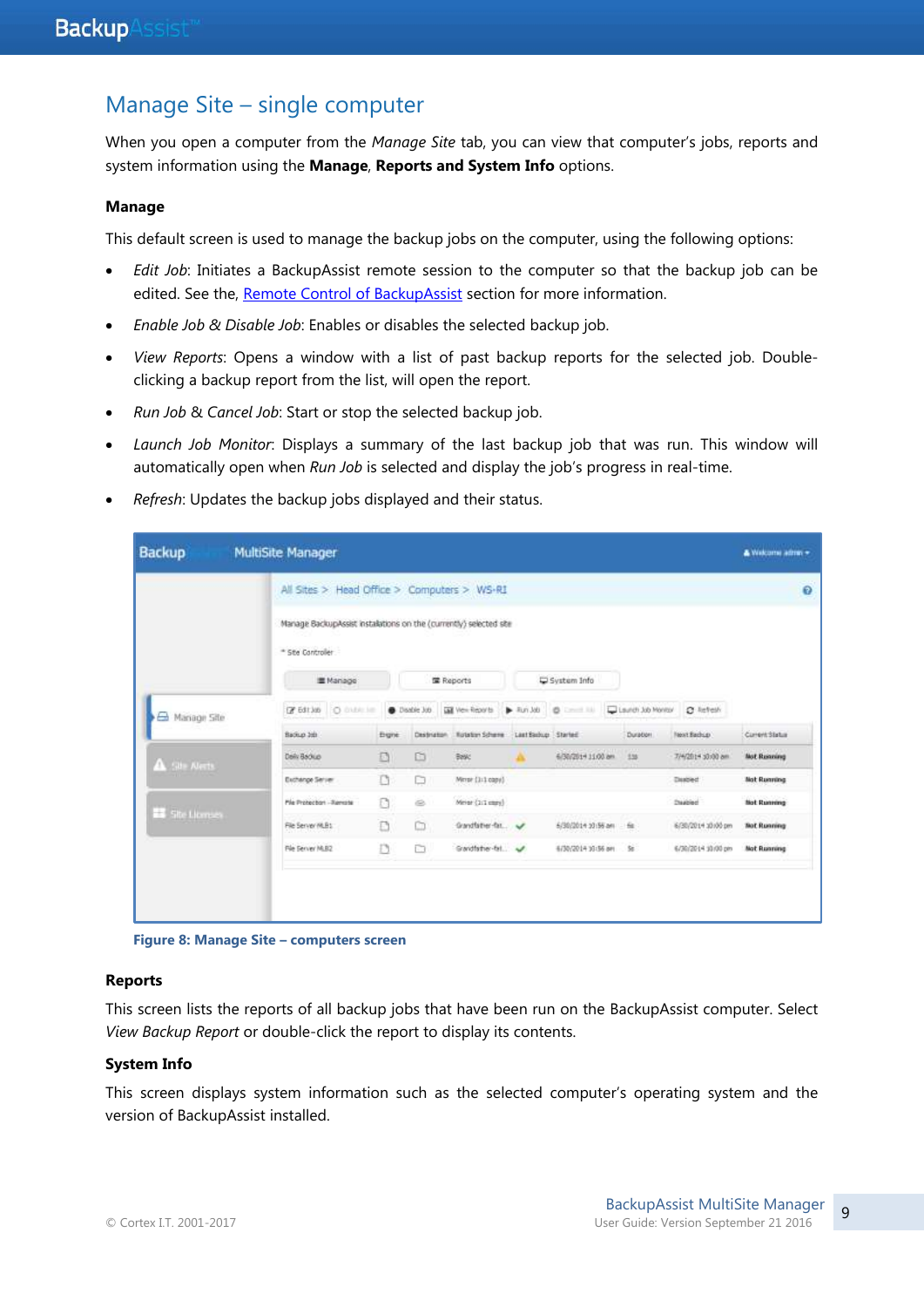## Manage Site – single computer

When you open a computer from the *Manage Site* tab, you can view that computer's jobs, reports and system information using the **Manage**, **Reports and System Info** options.

### Manage

This default screen is used to manage the backup jobs on the computer, using the following options:

- *Edit Job*: Initiates a BackupAssist remote session to the computer so that the backup job can be edited. See the, Remote Control of BackupAssist section for more information.
- *Enable Job & Disable Job*: Enables or disables the selected backup job.
- *View Reports*: Opens a window with a list of past backup reports for the selected job. Double-clicking a backup report from the list, will open the report.
- *Run Job* & *Cancel Job*: Start or stop the selected backup job.
- *Launch Job Monitor*: Displays a summary of the last backup job that was run. This window will automatically open when *Run Job* is selected and display the job's progress in real-time.
- *Refresh*: Updates the backup jobs displayed and their status.

**Figure 8: Manage Site – computers screen**

### Reports

This screen lists the reports of all backup jobs that have been run on the BackupAssist computer. Select *View Backup Report* or double-click the report to display its contents.

### System Info

This screen displays system information such as the selected computer's operating system and the version of BackupAssist installed.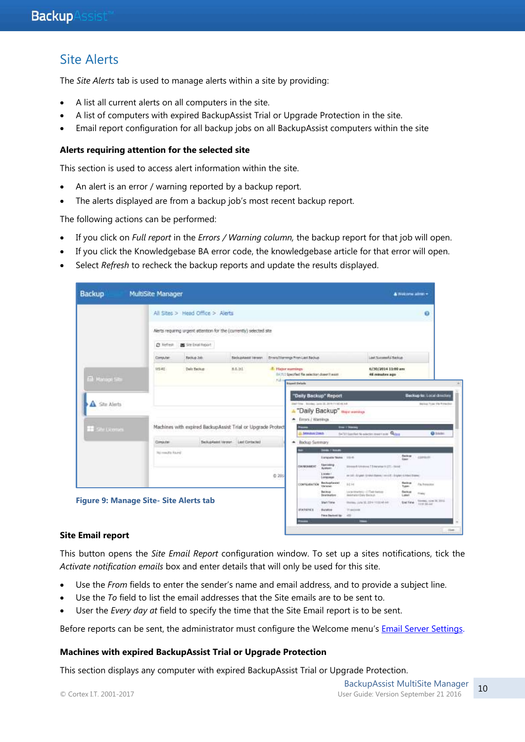## Site Alerts

The *Site Alerts* tab is used to manage alerts within a site by providing:

- A list all current alerts on all computers in the site.
- A list of computers with expired BackupAssist Trial or Upgrade Protection in the site.
- Email report configuration for all backup jobs on all BackupAssist computers within the site

### Alerts requiring attention for the selected site

This section is used to access alert information within the site.

- An alert is an error / warning reported by a backup report.
- The alerts displayed are from a backup job's most recent backup report.

The following actions can be performed:

- If you click on *Full report* in the *Errors / Warning column,* the backup report for that job will open.
- If you click the Knowledgebase BA error code, the knowledgebase article for that error will open.
- Select *Refresh* to recheck the backup reports and update the results displayed.

Figure 9: Manage Site- Site Alerts tab

### Site Email report

This button opens the *Site Email Report* configuration window. To set up a sites notifications, tick the *Activate notification emails* box and enter details that will only be used for this site.

- Use the *From* fields to enter the sender's name and email address, and to provide a subject line.
- Use the *To* field to list the email addresses that the Site emails are to be sent to.
- User the *Every day at* field to specify the time that the Site Email report is to be sent.

Before reports can be sent, the administrator must configure the Welcome menu's Email Server Settings.

### Machines with expired BackupAssist Trial or Upgrade Protection

This section displays any computer with expired BackupAssist Trial or Upgrade Protection.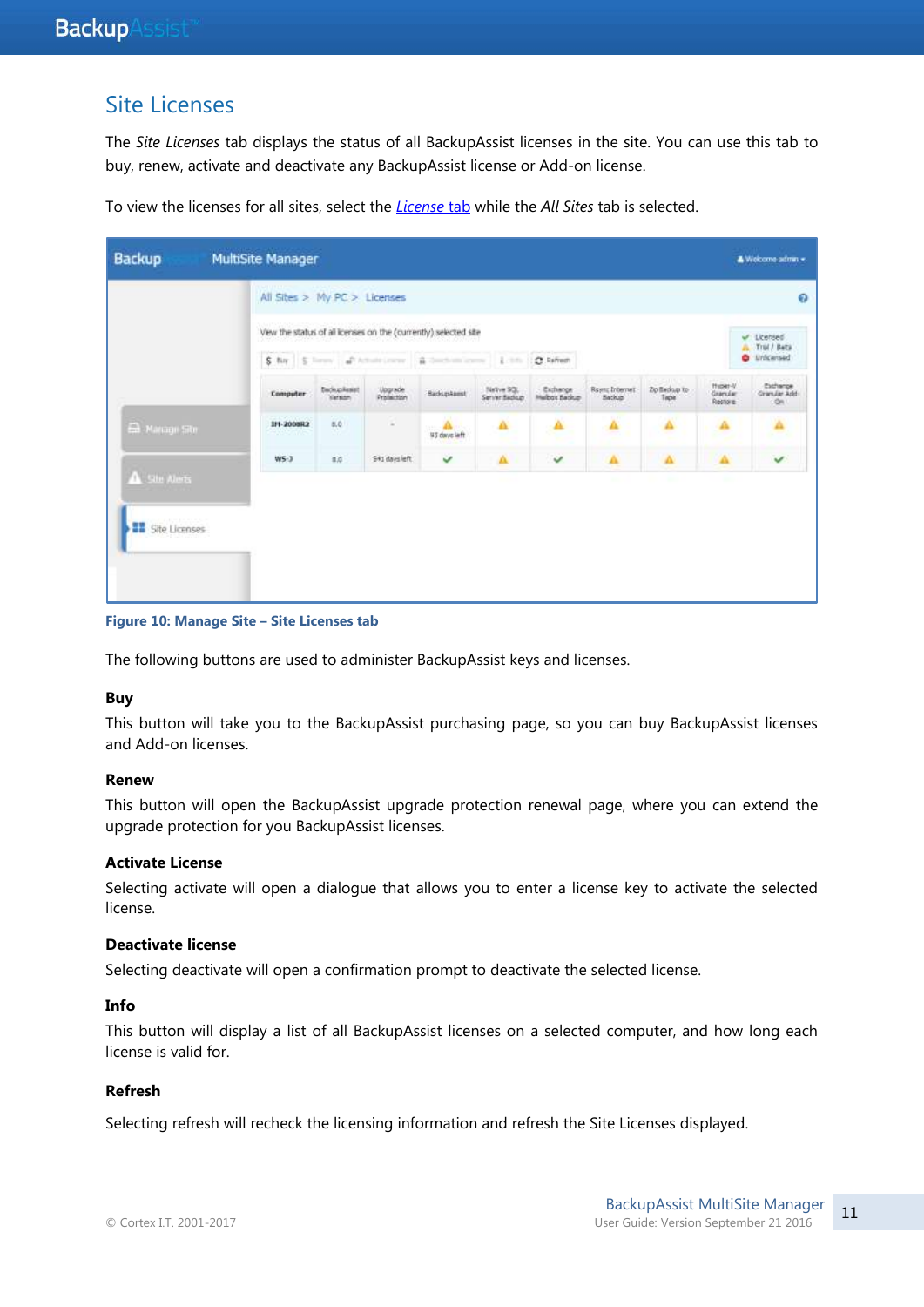## Site Licenses

The *Site Licenses* tab displays the status of all BackupAssist licenses in the site. You can use this tab to buy, renew, activate and deactivate any BackupAssist license or Add-on license.

To view the licenses for all sites, select the *License* tab while the *All Sites* tab is selected.

**Figure 10: Manage Site – Site Licenses tab**

The following buttons are used to administer BackupAssist keys and licenses.

**Buy**

This button will take you to the BackupAssist purchasing page, so you can buy BackupAssist licenses and Add-on licenses.

**Renew**

This button will open the BackupAssist upgrade protection renewal page, where you can extend the upgrade protection for you BackupAssist licenses.

**Activate License**

Selecting activate will open a dialogue that allows you to enter a license key to activate the selected license.

**Deactivate license**

Selecting deactivate will open a confirmation prompt to deactivate the selected license.

**Info**

This button will display a list of all BackupAssist licenses on a selected computer, and how long each license is valid for.

**Refresh**

Selecting refresh will recheck the licensing information and refresh the Site Licenses displayed.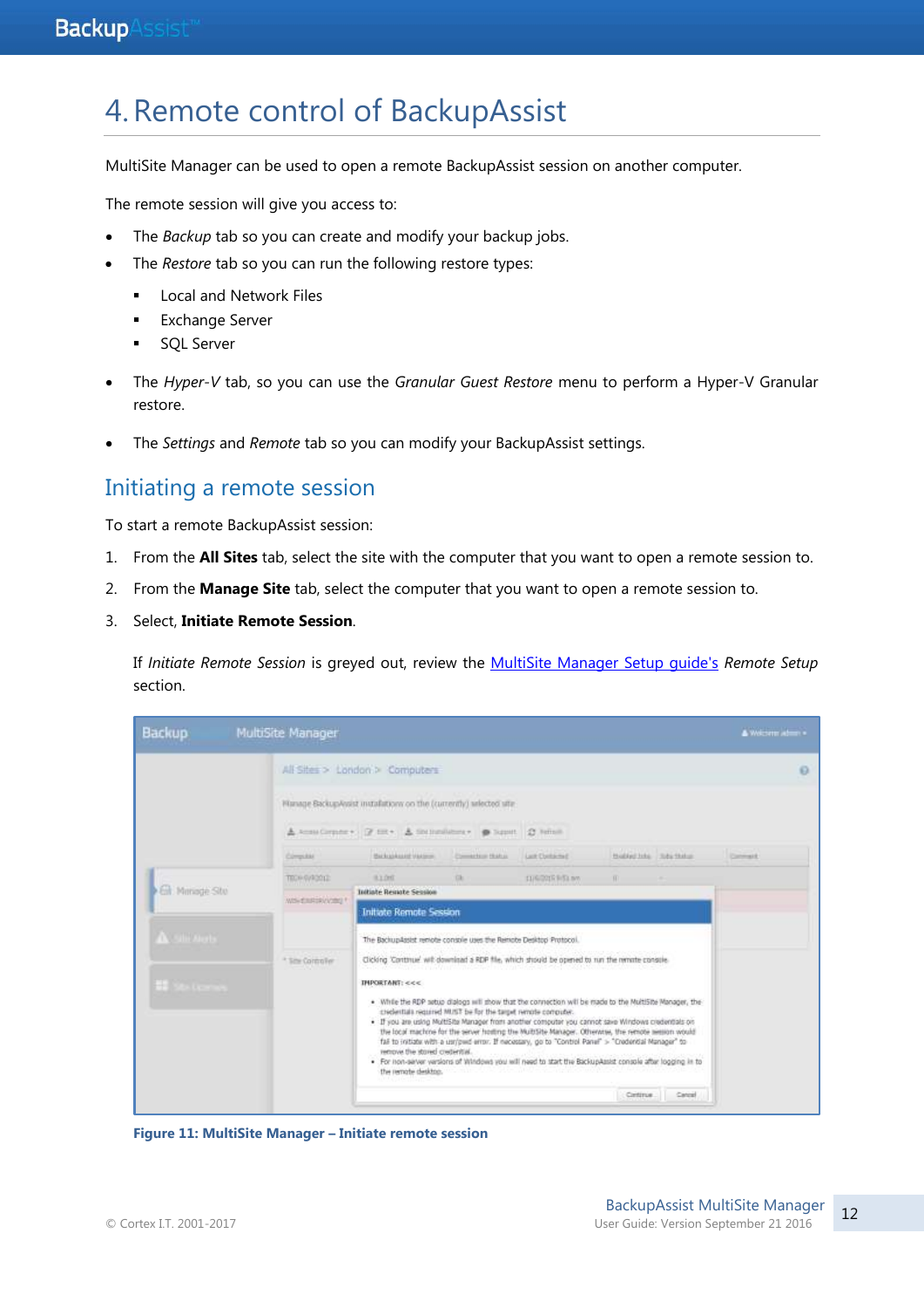# 4. Remote control of BackupAssist

MultiSite Manager can be used to open a remote BackupAssist session on another computer.

The remote session will give you access to:

- The *Backup* tab so you can create and modify your backup jobs.
- The *Restore* tab so you can run the following restore types:
  - Local and Network Files
  - Exchange Server
  - SQL Server
- The *Hyper-V* tab, so you can use the *Granular Guest Restore* menu to perform a Hyper-V Granular restore.
- The *Settings* and *Remote* tab so you can modify your BackupAssist settings.

## Initiating a remote session

To start a remote BackupAssist session:

1. From the **All Sites** tab, select the site with the computer that you want to open a remote session to.
2. From the **Manage Site** tab, select the computer that you want to open a remote session to.
3. Select, **Initiate Remote Session**.

   If *Initiate Remote Session* is greyed out, review the MultiSite Manager Setup guide's *Remote Setup* section.

**Figure 11: MultiSite Manager – Initiate remote session**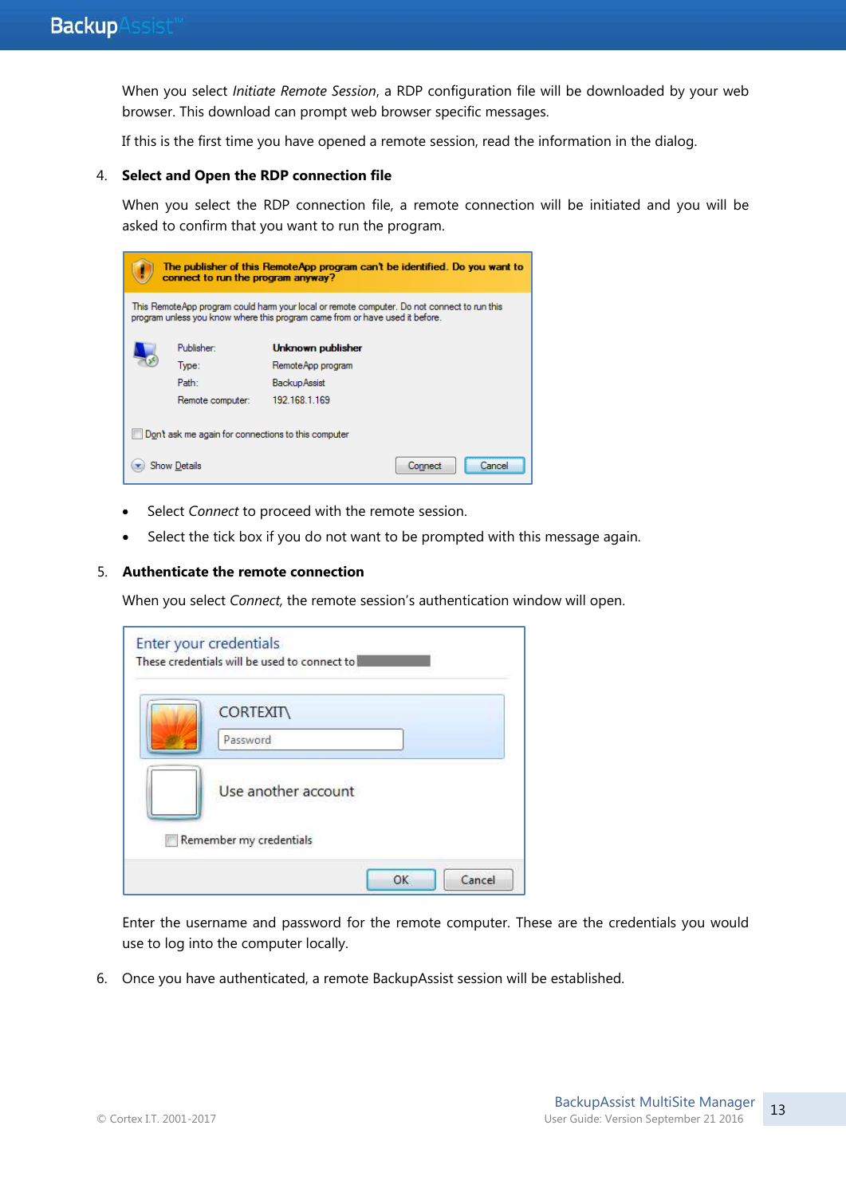When you select *Initiate Remote Session*, a RDP configuration file will be downloaded by your web browser. This download can prompt web browser specific messages.

If this is the first time you have opened a remote session, read the information in the dialog.

4. **Select and Open the RDP connection file**

   When you select the RDP connection file, a remote connection will be initiated and you will be asked to confirm that you want to run the program.

   - Select *Connect* to proceed with the remote session.
   - Select the tick box if you do not want to be prompted with this message again.

5. **Authenticate the remote connection**

   When you select *Connect*, the remote session's authentication window will open.

   Enter the username and password for the remote computer. These are the credentials you would use to log into the computer locally.

6. Once you have authenticated, a remote BackupAssist session will be established.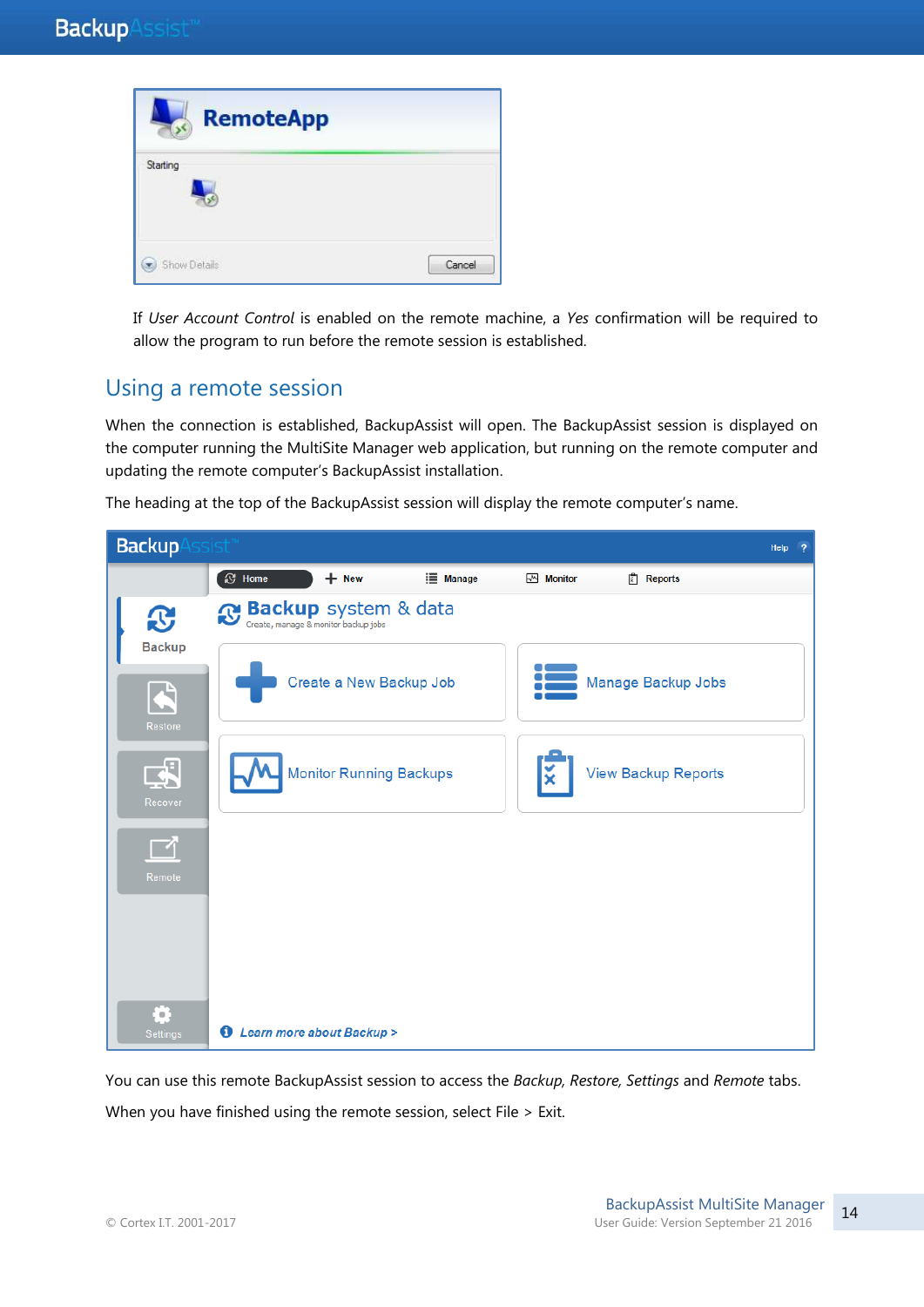If *User Account Control* is enabled on the remote machine, a *Yes* confirmation will be required to allow the program to run before the remote session is established.

## Using a remote session

When the connection is established, BackupAssist will open. The BackupAssist session is displayed on the computer running the MultiSite Manager web application, but running on the remote computer and updating the remote computer's BackupAssist installation.

The heading at the top of the BackupAssist session will display the remote computer's name.

You can use this remote BackupAssist session to access the *Backup, Restore, Settings* and *Remote* tabs.

When you have finished using the remote session, select File > Exit.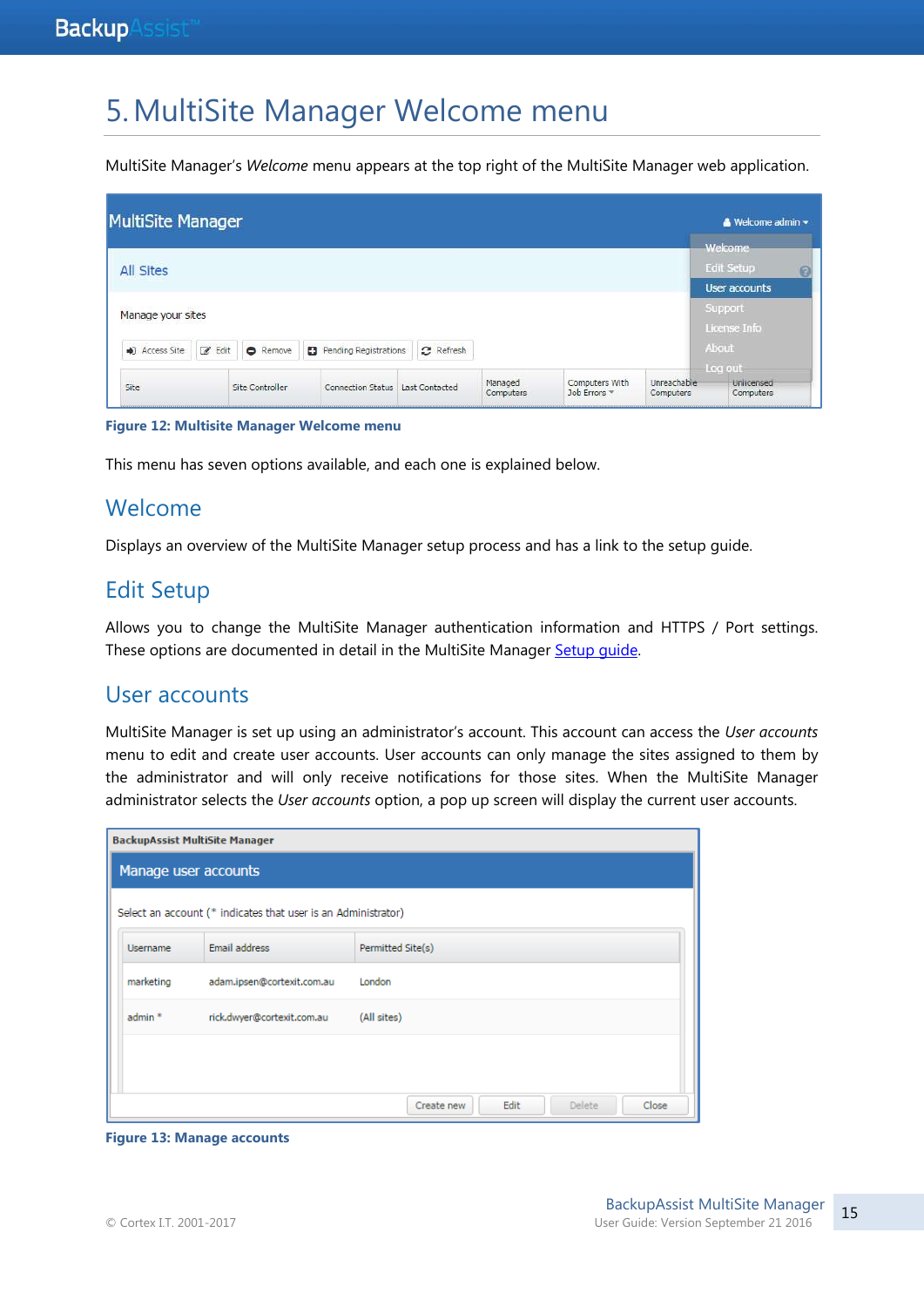# 5. MultiSite Manager Welcome menu

MultiSite Manager's *Welcome* menu appears at the top right of the MultiSite Manager web application.

**Figure 12: Multisite Manager Welcome menu**

This menu has seven options available, and each one is explained below.

## Welcome

Displays an overview of the MultiSite Manager setup process and has a link to the setup guide.

## Edit Setup

Allows you to change the MultiSite Manager authentication information and HTTPS / Port settings. These options are documented in detail in the MultiSite Manager [Setup guide](#).

## User accounts

MultiSite Manager is set up using an administrator's account. This account can access the *User accounts* menu to edit and create user accounts. User accounts can only manage the sites assigned to them by the administrator and will only receive notifications for those sites. When the MultiSite Manager administrator selects the *User accounts* option, a pop up screen will display the current user accounts.

**Figure 13: Manage accounts**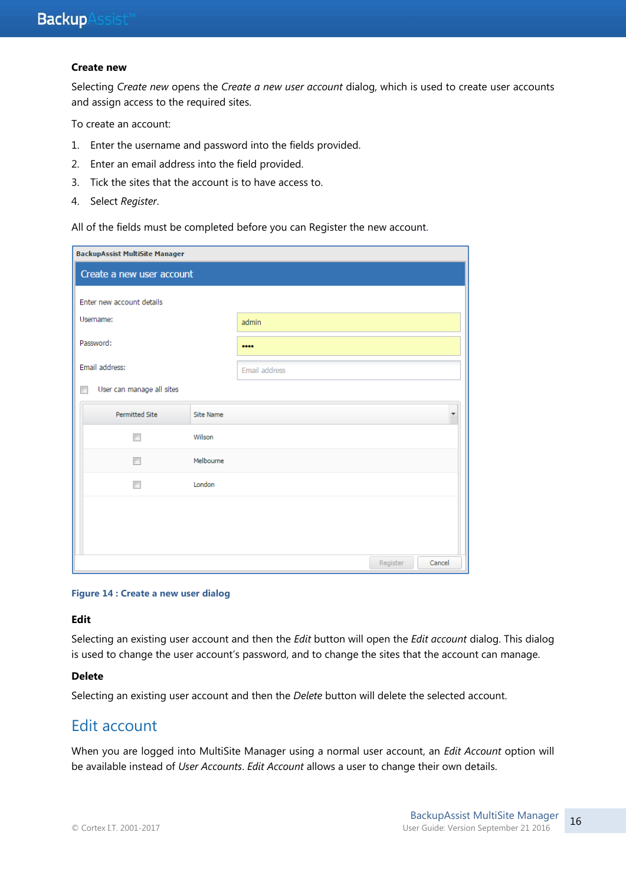### Create new

Selecting *Create new* opens the *Create a new user account* dialog, which is used to create user accounts and assign access to the required sites.

To create an account:

1. Enter the username and password into the fields provided.
2. Enter an email address into the field provided.
3. Tick the sites that the account is to have access to.
4. Select *Register*.

All of the fields must be completed before you can Register the new account.

**Figure 14 : Create a new user dialog**

### Edit

Selecting an existing user account and then the *Edit* button will open the *Edit account* dialog. This dialog is used to change the user account's password, and to change the sites that the account can manage.

### Delete

Selecting an existing user account and then the *Delete* button will delete the selected account.

## Edit account

When you are logged into MultiSite Manager using a normal user account, an *Edit Account* option will be available instead of *User Accounts*. *Edit Account* allows a user to change their own details.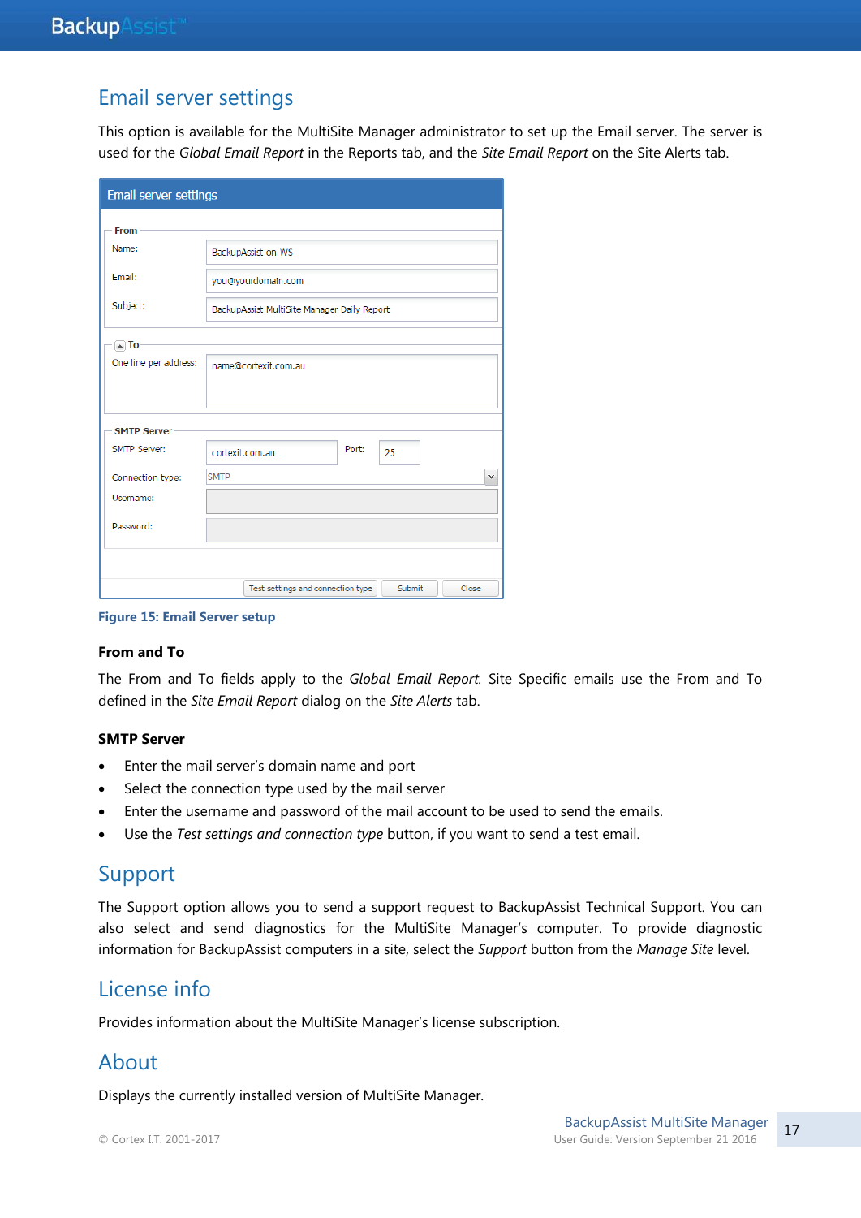## Email server settings

This option is available for the MultiSite Manager administrator to set up the Email server. The server is used for the *Global Email Report* in the Reports tab, and the *Site Email Report* on the Site Alerts tab.

**Figure 15: Email Server setup**

### From and To

The From and To fields apply to the *Global Email Report*. Site Specific emails use the From and To defined in the *Site Email Report* dialog on the *Site Alerts* tab.

### SMTP Server

- Enter the mail server's domain name and port
- Select the connection type used by the mail server
- Enter the username and password of the mail account to be used to send the emails.
- Use the *Test settings and connection type* button, if you want to send a test email.

## Support

The Support option allows you to send a support request to BackupAssist Technical Support. You can also select and send diagnostics for the MultiSite Manager's computer. To provide diagnostic information for BackupAssist computers in a site, select the *Support* button from the *Manage Site* level.

## License info

Provides information about the MultiSite Manager's license subscription.

## About

Displays the currently installed version of MultiSite Manager.